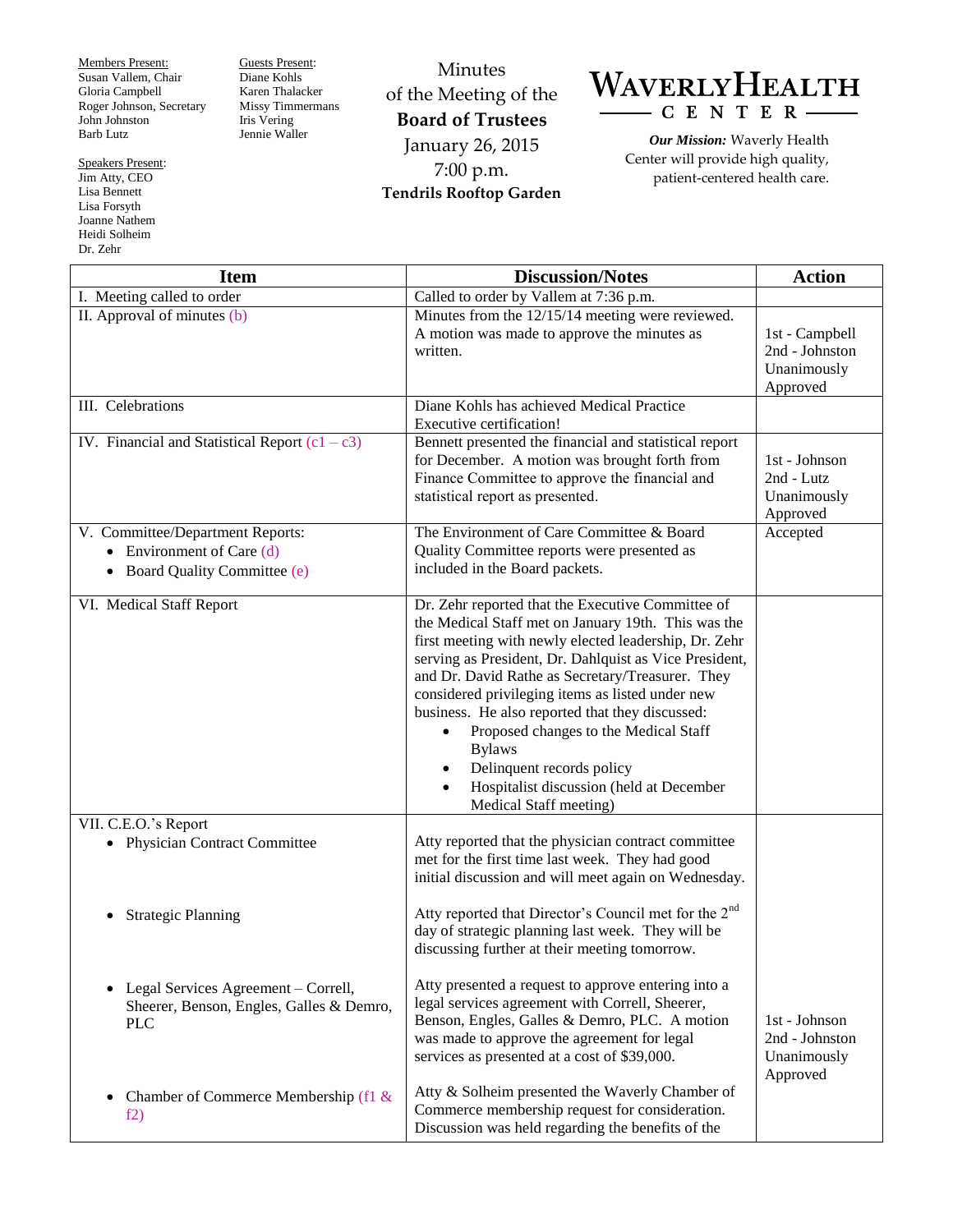Members Present:
Susan Vallem, Chair
Gloria Campbell
Roger Johnson, Secretary
John Johnston
Barb Lutz

Guests Present:
Diane Kohls
Karen Thalacker
Missy Timmermans
Iris Vering
Jennie Waller

Speakers Present:
Jim Atty, CEO
Lisa Bennett
Lisa Forsyth
Joanne Nathem
Heidi Solheim
Dr. Zehr

Minutes
of the Meeting of the
**Board of Trustees**
January 26, 2015
7:00 p.m.
**Tendrils Rooftop Garden**

# WAVERLY HEALTH CENTER

***Our Mission:*** Waverly Health Center will provide high quality, patient-centered health care.

| Item | Discussion/Notes | Action |
|---|---|---|
| I. Meeting called to order | Called to order by Vallem at 7:36 p.m. | |
| II. Approval of minutes (b) | Minutes from the 12/15/14 meeting were reviewed. A motion was made to approve the minutes as written. | 1st - Campbell<br>2nd - Johnston<br>Unanimously Approved |
| III. Celebrations | Diane Kohls has achieved Medical Practice Executive certification! | |
| IV. Financial and Statistical Report (c1 – c3) | Bennett presented the financial and statistical report for December. A motion was brought forth from Finance Committee to approve the financial and statistical report as presented. | 1st - Johnson<br>2nd - Lutz<br>Unanimously Approved |
| V. Committee/Department Reports:<br>• Environment of Care (d)<br>• Board Quality Committee (e) | The Environment of Care Committee & Board Quality Committee reports were presented as included in the Board packets. | Accepted |
| VI. Medical Staff Report | Dr. Zehr reported that the Executive Committee of the Medical Staff met on January 19th. This was the first meeting with newly elected leadership, Dr. Zehr serving as President, Dr. Dahlquist as Vice President, and Dr. David Rathe as Secretary/Treasurer. They considered privileging items as listed under new business. He also reported that they discussed:<br>• Proposed changes to the Medical Staff Bylaws<br>• Delinquent records policy<br>• Hospitalist discussion (held at December Medical Staff meeting) | |
| VII. C.E.O.'s Report<br>• Physician Contract Committee | Atty reported that the physician contract committee met for the first time last week. They had good initial discussion and will meet again on Wednesday. | |
| • Strategic Planning | Atty reported that Director's Council met for the 2nd day of strategic planning last week. They will be discussing further at their meeting tomorrow. | |
| • Legal Services Agreement – Correll, Sheerer, Benson, Engles, Galles & Demro, PLC | Atty presented a request to approve entering into a legal services agreement with Correll, Sheerer, Benson, Engles, Galles & Demro, PLC. A motion was made to approve the agreement for legal services as presented at a cost of $39,000. | 1st - Johnson<br>2nd - Johnston<br>Unanimously Approved |
| • Chamber of Commerce Membership (f1 & f2) | Atty & Solheim presented the Waverly Chamber of Commerce membership request for consideration. Discussion was held regarding the benefits of the | |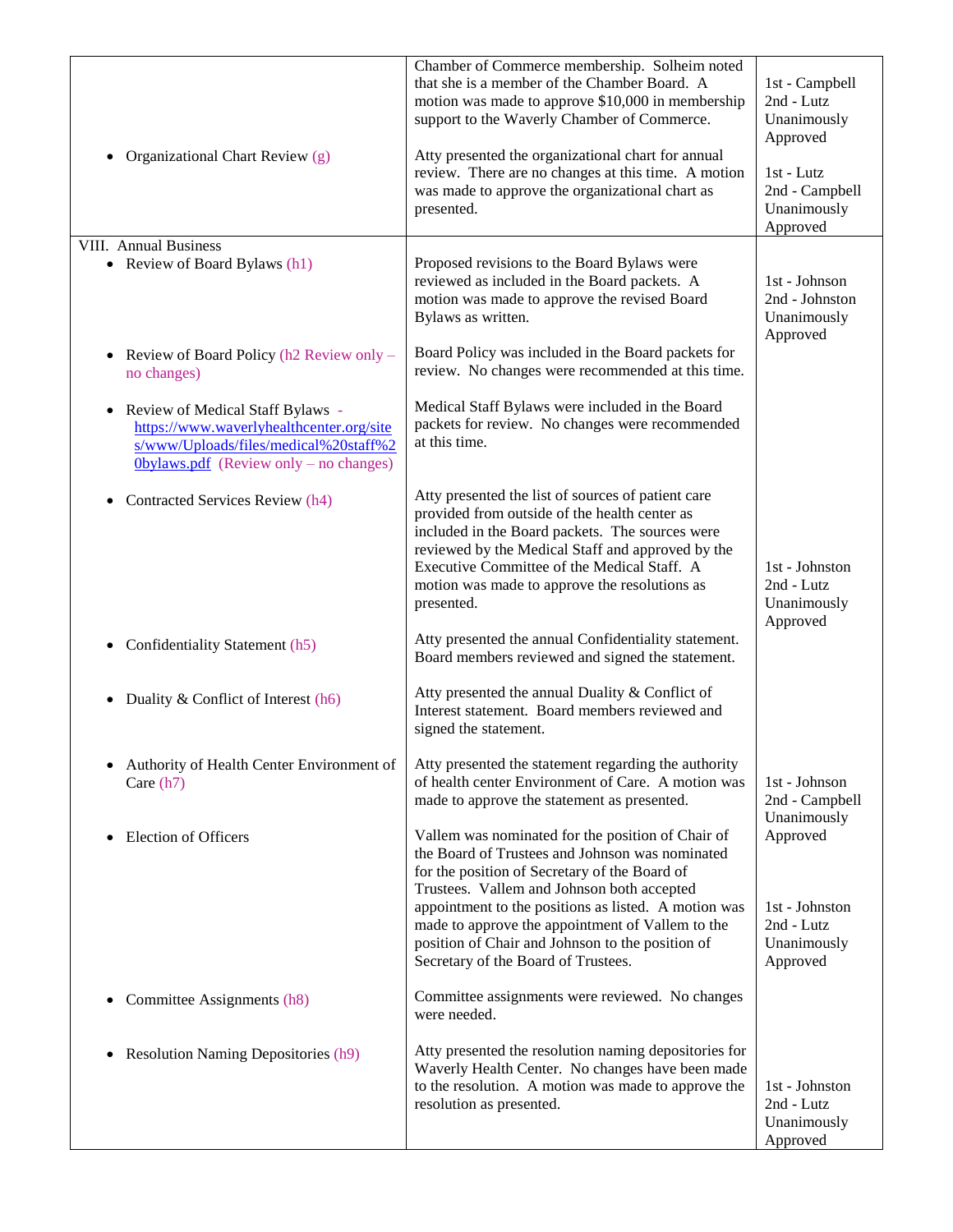| | | |
|---|---|---|
| | Chamber of Commerce membership. Solheim noted that she is a member of the Chamber Board. A motion was made to approve $10,000 in membership support to the Waverly Chamber of Commerce. | 1st - Campbell<br>2nd - Lutz<br>Unanimously Approved |
| • Organizational Chart Review (g) | Atty presented the organizational chart for annual review. There are no changes at this time. A motion was made to approve the organizational chart as presented. | 1st - Lutz<br>2nd - Campbell<br>Unanimously Approved |
| VIII. Annual Business<br>• Review of Board Bylaws (h1) | Proposed revisions to the Board Bylaws were reviewed as included in the Board packets. A motion was made to approve the revised Board Bylaws as written. | 1st - Johnson<br>2nd - Johnston<br>Unanimously Approved |
| • Review of Board Policy (h2 Review only – no changes) | Board Policy was included in the Board packets for review. No changes were recommended at this time. | |
| • Review of Medical Staff Bylaws - https://www.waverlyhealthcenter.org/sites/www/Uploads/files/medical%20staff%20bylaws.pdf (Review only – no changes) | Medical Staff Bylaws were included in the Board packets for review. No changes were recommended at this time. | |
| • Contracted Services Review (h4) | Atty presented the list of sources of patient care provided from outside of the health center as included in the Board packets. The sources were reviewed by the Medical Staff and approved by the Executive Committee of the Medical Staff. A motion was made to approve the resolutions as presented. | 1st - Johnston<br>2nd - Lutz<br>Unanimously Approved |
| • Confidentiality Statement (h5) | Atty presented the annual Confidentiality statement. Board members reviewed and signed the statement. | |
| • Duality & Conflict of Interest (h6) | Atty presented the annual Duality & Conflict of Interest statement. Board members reviewed and signed the statement. | |
| • Authority of Health Center Environment of Care (h7) | Atty presented the statement regarding the authority of health center Environment of Care. A motion was made to approve the statement as presented. | 1st - Johnson<br>2nd - Campbell<br>Unanimously Approved |
| • Election of Officers | Vallem was nominated for the position of Chair of the Board of Trustees and Johnson was nominated for the position of Secretary of the Board of Trustees. Vallem and Johnson both accepted appointment to the positions as listed. A motion was made to approve the appointment of Vallem to the position of Chair and Johnson to the position of Secretary of the Board of Trustees. | 1st - Johnston<br>2nd - Lutz<br>Unanimously Approved |
| • Committee Assignments (h8) | Committee assignments were reviewed. No changes were needed. | |
| • Resolution Naming Depositories (h9) | Atty presented the resolution naming depositories for Waverly Health Center. No changes have been made to the resolution. A motion was made to approve the resolution as presented. | 1st - Johnston<br>2nd - Lutz<br>Unanimously Approved |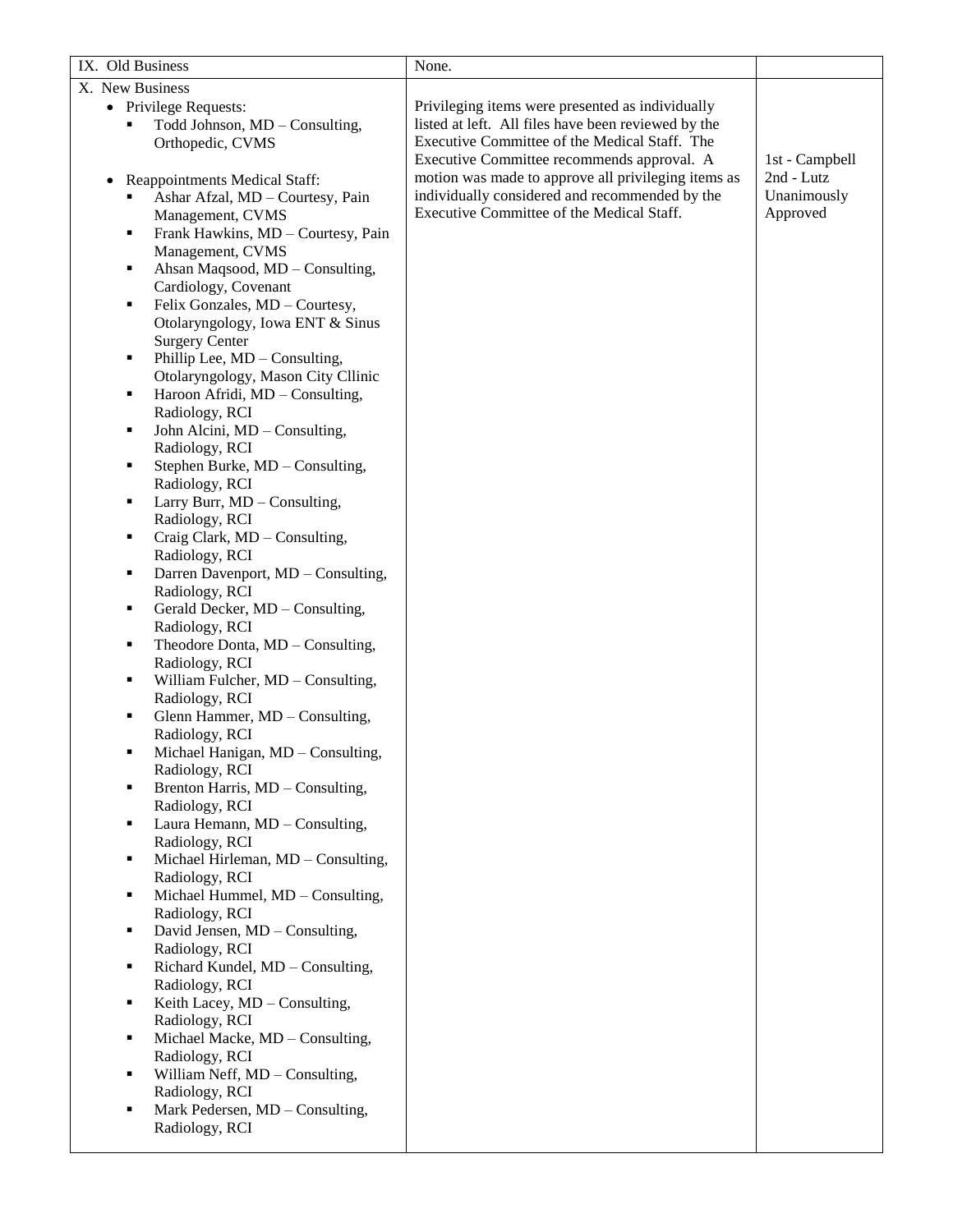| IX. Old Business | None. | |
|---|---|---|
| X. New Business<br>• Privilege Requests:<br>▪ Todd Johnson, MD – Consulting, Orthopedic, CVMS<br><br>• Reappointments Medical Staff:<br>▪ Ashar Afzal, MD – Courtesy, Pain Management, CVMS<br>▪ Frank Hawkins, MD – Courtesy, Pain Management, CVMS<br>▪ Ahsan Maqsood, MD – Consulting, Cardiology, Covenant<br>▪ Felix Gonzales, MD – Courtesy, Otolaryngology, Iowa ENT & Sinus Surgery Center<br>▪ Phillip Lee, MD – Consulting, Otolaryngology, Mason City Cllinic<br>▪ Haroon Afridi, MD – Consulting, Radiology, RCI<br>▪ John Alcini, MD – Consulting, Radiology, RCI<br>▪ Stephen Burke, MD – Consulting, Radiology, RCI<br>▪ Larry Burr, MD – Consulting, Radiology, RCI<br>▪ Craig Clark, MD – Consulting, Radiology, RCI<br>▪ Darren Davenport, MD – Consulting, Radiology, RCI<br>▪ Gerald Decker, MD – Consulting, Radiology, RCI<br>▪ Theodore Donta, MD – Consulting, Radiology, RCI<br>▪ William Fulcher, MD – Consulting, Radiology, RCI<br>▪ Glenn Hammer, MD – Consulting, Radiology, RCI<br>▪ Michael Hanigan, MD – Consulting, Radiology, RCI<br>▪ Brenton Harris, MD – Consulting, Radiology, RCI<br>▪ Laura Hemann, MD – Consulting, Radiology, RCI<br>▪ Michael Hirleman, MD – Consulting, Radiology, RCI<br>▪ Michael Hummel, MD – Consulting, Radiology, RCI<br>▪ David Jensen, MD – Consulting, Radiology, RCI<br>▪ Richard Kundel, MD – Consulting, Radiology, RCI<br>▪ Keith Lacey, MD – Consulting, Radiology, RCI<br>▪ Michael Macke, MD – Consulting, Radiology, RCI<br>▪ William Neff, MD – Consulting, Radiology, RCI<br>▪ Mark Pedersen, MD – Consulting, Radiology, RCI | Privileging items were presented as individually listed at left. All files have been reviewed by the Executive Committee of the Medical Staff. The Executive Committee recommends approval. A motion was made to approve all privileging items as individually considered and recommended by the Executive Committee of the Medical Staff. | 1st - Campbell<br>2nd - Lutz<br>Unanimously Approved |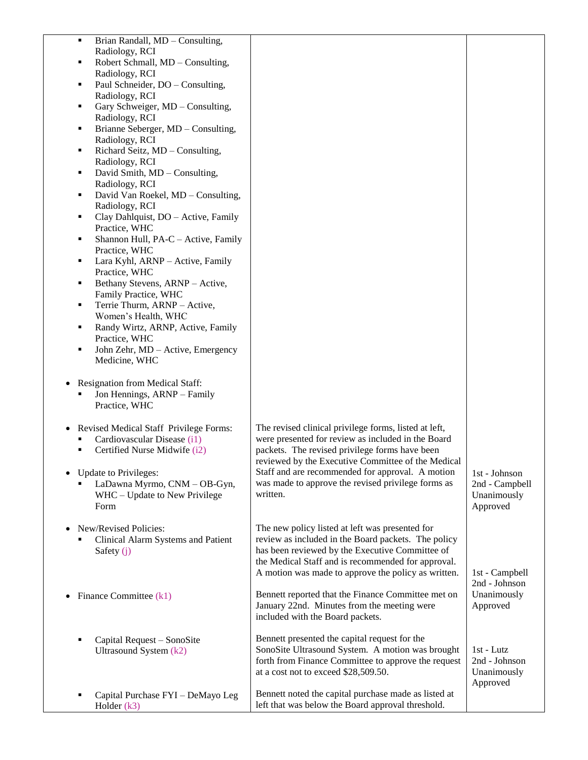| | | |
|---|---|---|
| ▪ Brian Randall, MD – Consulting, Radiology, RCI<br>▪ Robert Schmall, MD – Consulting, Radiology, RCI<br>▪ Paul Schneider, DO – Consulting, Radiology, RCI<br>▪ Gary Schweiger, MD – Consulting, Radiology, RCI<br>▪ Brianne Seberger, MD – Consulting, Radiology, RCI<br>▪ Richard Seitz, MD – Consulting, Radiology, RCI<br>▪ David Smith, MD – Consulting, Radiology, RCI<br>▪ David Van Roekel, MD – Consulting, Radiology, RCI<br>▪ Clay Dahlquist, DO – Active, Family Practice, WHC<br>▪ Shannon Hull, PA-C – Active, Family Practice, WHC<br>▪ Lara Kyhl, ARNP – Active, Family Practice, WHC<br>▪ Bethany Stevens, ARNP – Active, Family Practice, WHC<br>▪ Terrie Thurm, ARNP – Active, Women's Health, WHC<br>▪ Randy Wirtz, ARNP, Active, Family Practice, WHC<br>▪ John Zehr, MD – Active, Emergency Medicine, WHC<br><br>• Resignation from Medical Staff:<br>▪ Jon Hennings, ARNP – Family Practice, WHC | | |
| • Revised Medical Staff Privilege Forms:<br>▪ Cardiovascular Disease (i1)<br>▪ Certified Nurse Midwife (i2)<br><br>• Update to Privileges:<br>▪ LaDawna Myrmo, CNM – OB-Gyn, WHC – Update to New Privilege Form | The revised clinical privilege forms, listed at left, were presented for review as included in the Board packets. The revised privilege forms have been reviewed by the Executive Committee of the Medical Staff and are recommended for approval. A motion was made to approve the revised privilege forms as written. | 1st - Johnson<br>2nd - Campbell<br>Unanimously Approved |
| • New/Revised Policies:<br>▪ Clinical Alarm Systems and Patient Safety (j) | The new policy listed at left was presented for review as included in the Board packets. The policy has been reviewed by the Executive Committee of the Medical Staff and is recommended for approval. A motion was made to approve the policy as written. | 1st - Campbell<br>2nd - Johnson<br>Unanimously Approved |
| • Finance Committee (k1) | Bennett reported that the Finance Committee met on January 22nd. Minutes from the meeting were included with the Board packets. | |
| ▪ Capital Request – SonoSite Ultrasound System (k2) | Bennett presented the capital request for the SonoSite Ultrasound System. A motion was brought forth from Finance Committee to approve the request at a cost not to exceed $28,509.50. | 1st - Lutz<br>2nd - Johnson<br>Unanimously Approved |
| ▪ Capital Purchase FYI – DeMayo Leg Holder (k3) | Bennett noted the capital purchase made as listed at left that was below the Board approval threshold. | |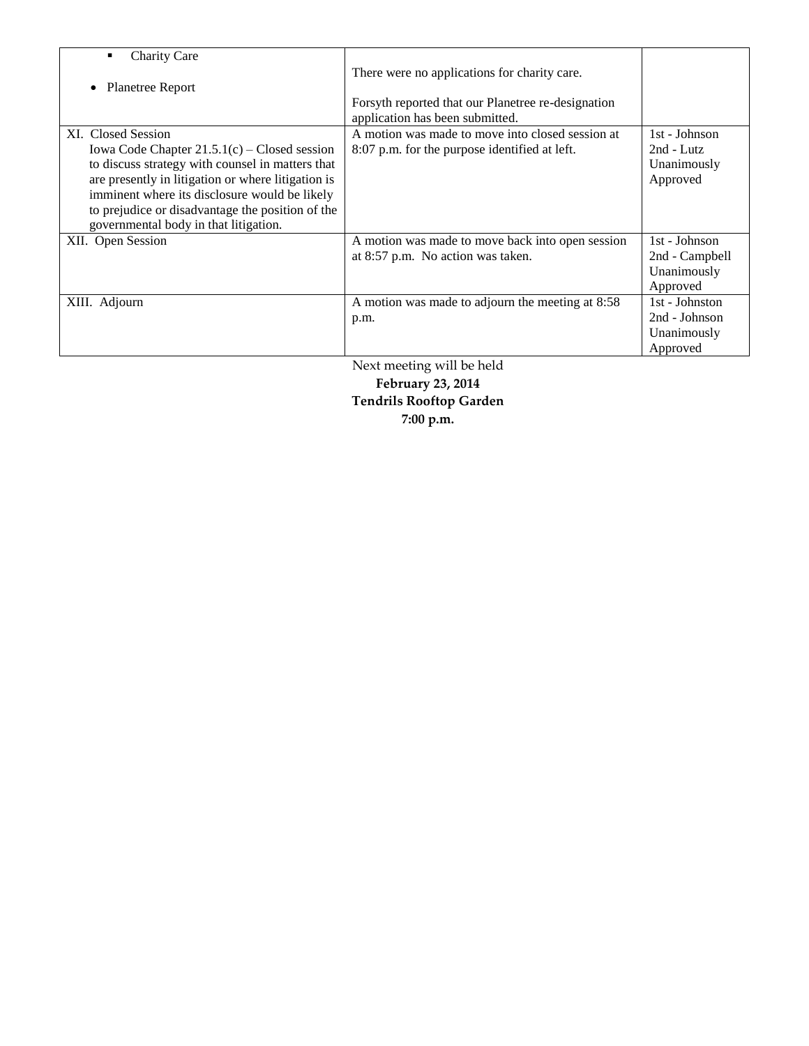| | | |
|---|---|---|
| ▪ Charity Care<br><br>• Planetree Report | There were no applications for charity care.<br><br>Forsyth reported that our Planetree re-designation application has been submitted. | |
| XI. Closed Session<br>Iowa Code Chapter 21.5.1(c) – Closed session to discuss strategy with counsel in matters that are presently in litigation or where litigation is imminent where its disclosure would be likely to prejudice or disadvantage the position of the governmental body in that litigation. | A motion was made to move into closed session at 8:07 p.m. for the purpose identified at left. | 1st - Johnson<br>2nd - Lutz<br>Unanimously Approved |
| XII. Open Session | A motion was made to move back into open session at 8:57 p.m. No action was taken. | 1st - Johnson<br>2nd - Campbell<br>Unanimously Approved |
| XIII. Adjourn | A motion was made to adjourn the meeting at 8:58 p.m. | 1st - Johnston<br>2nd - Johnson<br>Unanimously Approved |

Next meeting will be held

**February 23, 2014**

**Tendrils Rooftop Garden**

**7:00 p.m.**